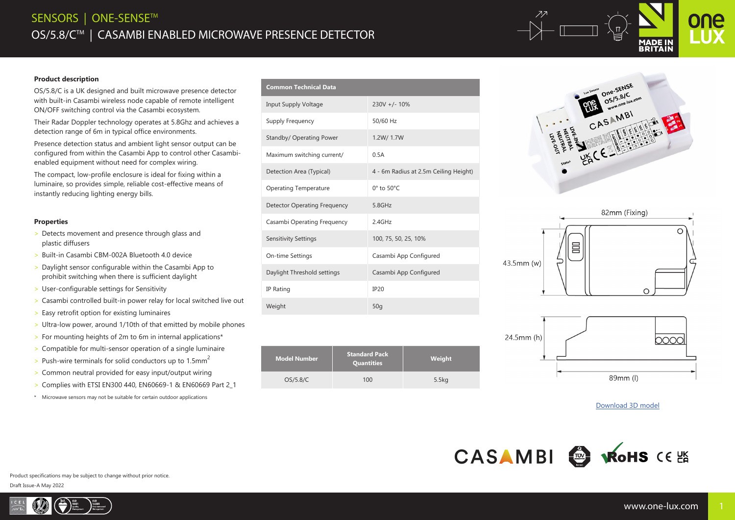# SENSORS | ONE-SENSE™

## OS/5.8/C™ | CASAMBI ENABLED MICROWAVE PRESENCE DETECTOR

### Product description

OS/5.8/C is a UK designed and built microwave presence detector with built-in Casambi wireless node capable of remote intelligent ON/OFF switching control via the Casambi ecosystem.

Their Radar Doppler technology operates at 5.8Ghz and achieves a detection range of 6m in typical office environments.

Presence detection status and ambient light sensor output can be configured from within the Casambi App to control other Casambi-enabled equipment without need for complex wiring.

The compact, low-profile enclosure is ideal for fixing within a luminaire, so provides simple, reliable cost-effective means of instantly reducing lighting energy bills.

### Properties

- Detects movement and presence through glass and plastic diffusers
- Built-in Casambi CBM-002A Bluetooth 4.0 device
- Daylight sensor configurable within the Casambi App to prohibit switching when there is sufficient daylight
- User-configurable settings for Sensitivity
- Casambi controlled built-in power relay for local switched live out
- Easy retrofit option for existing luminaires
- Ultra-low power, around 1/10th of that emitted by mobile phones
- For mounting heights of 2m to 6m in internal applications*
- Compatible for multi-sensor operation of a single luminaire
- Push-wire terminals for solid conductors up to 1.5mm$^2$
- Common neutral provided for easy input/output wiring
- Complies with ETSI EN300 440, EN60669-1 & EN60669 Part 2_1

\* Microwave sensors may not be suitable for certain outdoor applications

| Common Technical Data | |
|---|---|
| Input Supply Voltage | 230V +/- 10% |
| Supply Frequency | 50/60 Hz |
| Standby/ Operating Power | 1.2W/ 1.7W |
| Maximum switching current/ | 0.5A |
| Detection Area (Typical) | 4 - 6m Radius at 2.5m Ceiling Height) |
| Operating Temperature | 0° to 50°C |
| Detector Operating Frequency | 5.8GHz |
| Casambi Operating Frequency | 2.4GHz |
| Sensitivity Settings | 100, 75, 50, 25, 10% |
| On-time Settings | Casambi App Configured |
| Daylight Threshold settings | Casambi App Configured |
| IP Rating | IP20 |
| Weight | 50g |

| Model Number | Standard Pack Quantities | Weight |
|---|---|---|
| OS/5.8/C | 100 | 5.5kg |

82mm (Fixing)

43.5mm (w)

24.5mm (h)

89mm (l)

Download 3D model

Product specifications may be subject to change without prior notice.

Draft Issue-A May 2022

www.one-lux.com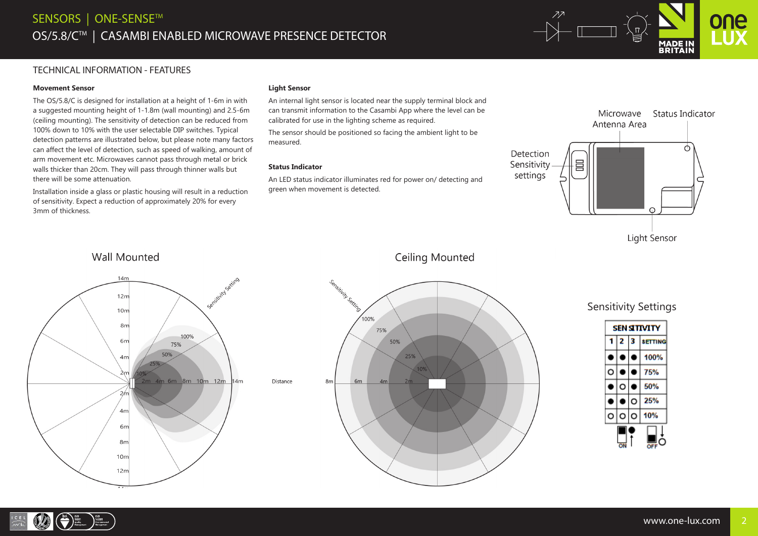# SENSORS | ONE-SENSE™

## OS/5.8/C™ | CASAMBI ENABLED MICROWAVE PRESENCE DETECTOR

## TECHNICAL INFORMATION - FEATURES

### Movement Sensor

The OS/5.8/C is designed for installation at a height of 1-6m in with a suggested mounting height of 1-1.8m (wall mounting) and 2.5-6m (ceiling mounting). The sensitivity of detection can be reduced from 100% down to 10% with the user selectable DIP switches. Typical detection patterns are illustrated below, but please note many factors can affect the level of detection, such as speed of walking, amount of arm movement etc. Microwaves cannot pass through metal or brick walls thicker than 20cm. They will pass through thinner walls but there will be some attenuation.

Installation inside a glass or plastic housing will result in a reduction of sensitivity. Expect a reduction of approximately 20% for every 3mm of thickness.

### Light Sensor

An internal light sensor is located near the supply terminal block and can transmit information to the Casambi App where the level can be calibrated for use in the lighting scheme as required.

The sensor should be positioned so facing the ambient light to be measured.

### Status Indicator

An LED status indicator illuminates red for power on/ detecting and green when movement is detected.

Microwave Antenna Area
Status Indicator
Detection Sensitivity settings
Light Sensor

### Wall Mounted

Sensitivity Setting
100%
75%
50%
25%
10%
14m 12m 10m 8m 6m 4m 2m
2m 4m 6m 8m 10m 12m 14m

### Ceiling Mounted

Sensitivity Setting
100%
75%
50%
25%
10%
Distance 8m 6m 4m 2m

### Sensitivity Settings

| SENSITIVITY | | | |
|---|---|---|---|
| 1 | 2 | 3 | SETTING |
| ● | ● | ● | 100% |
| ○ | ● | ● | 75% |
| ● | ○ | ● | 50% |
| ● | ● | ○ | 25% |
| ○ | ○ | ○ | 10% |

ON ● OFF ○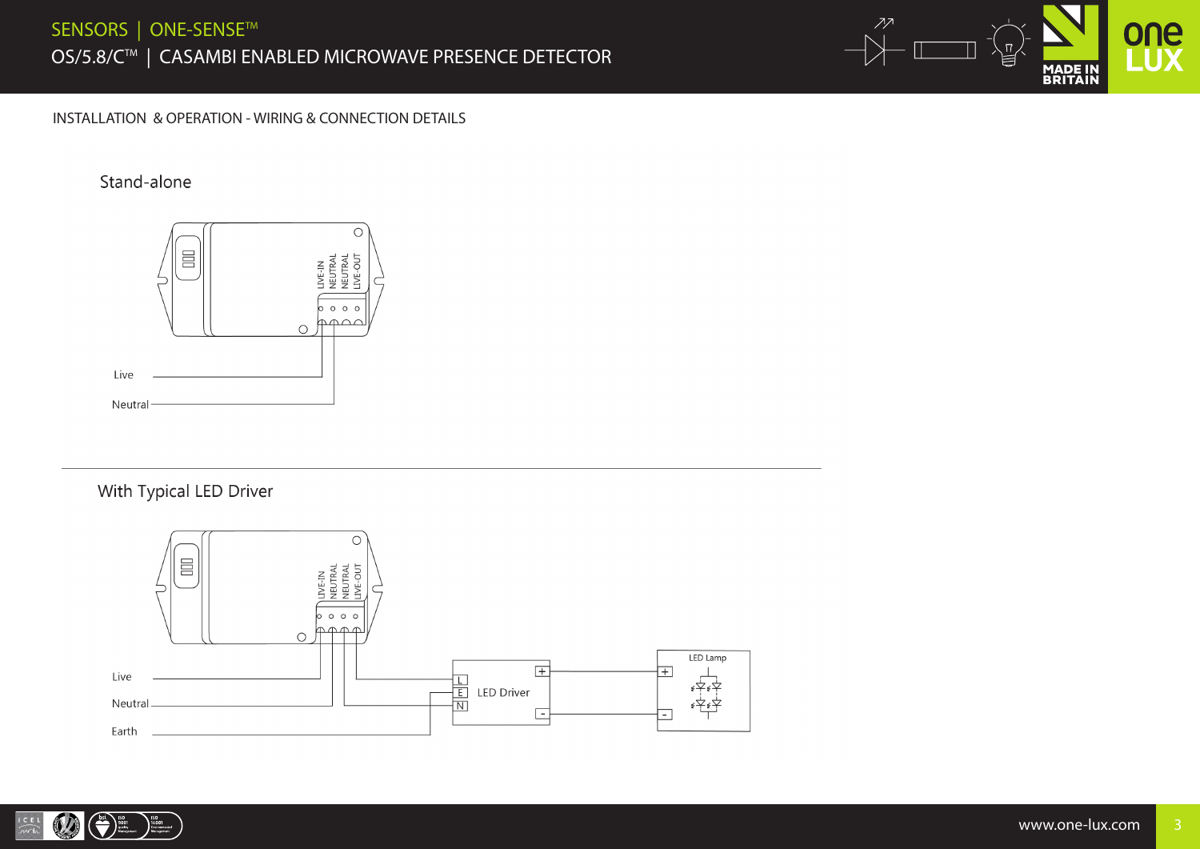SENSORS | ONE-SENSE™

OS/5.8/C™ | CASAMBI ENABLED MICROWAVE PRESENCE DETECTOR

INSTALLATION & OPERATION - WIRING & CONNECTION DETAILS

## Stand-alone

LIVE-IN
NEUTRAL
NEUTRAL
LIVE-OUT

Live

Neutral

## With Typical LED Driver

LIVE-IN
NEUTRAL
NEUTRAL
LIVE-OUT

Live

Neutral

Earth

L
E
N
LED Driver
+
-

LED Lamp
+
-